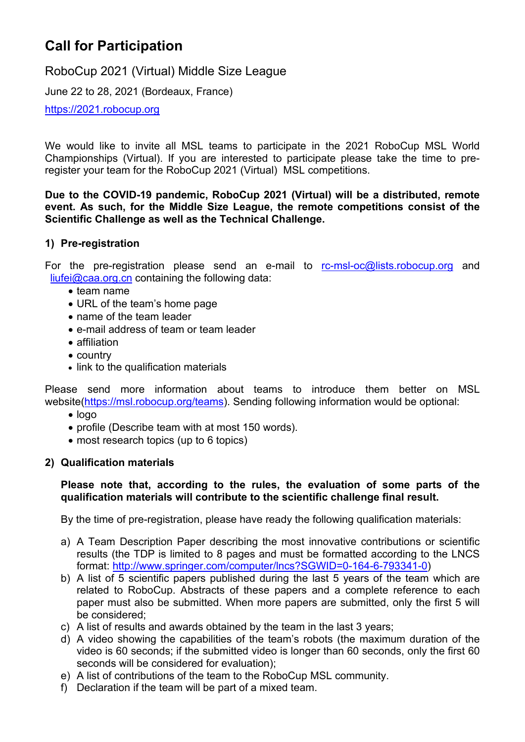# Call for Participation

RoboCup 2021 (Virtual) Middle Size League

June 22 to 28, 2021 (Bordeaux, France)

https://2021.robocup.org

We would like to invite all MSL teams to participate in the 2021 RoboCup MSL World Championships (Virtual). If you are interested to participate please take the time to pre-register your team for the RoboCup 2021 (Virtual) MSL competitions.

**Due to the COVID-19 pandemic, RoboCup 2021 (Virtual) will be a distributed, remote event. As such, for the Middle Size League, the remote competitions consist of the Scientific Challenge as well as the Technical Challenge.**

## 1) Pre-registration

For the pre-registration please send an e-mail to rc-msl-oc@lists.robocup.org and liufei@caa.org.cn containing the following data:

- team name
- URL of the team's home page
- name of the team leader
- e-mail address of team or team leader
- affiliation
- country
- link to the qualification materials

Please send more information about teams to introduce them better on MSL website(https://msl.robocup.org/teams). Sending following information would be optional:

- logo
- profile (Describe team with at most 150 words).
- most research topics (up to 6 topics)

## 2) Qualification materials

**Please note that, according to the rules, the evaluation of some parts of the qualification materials will contribute to the scientific challenge final result.**

By the time of pre-registration, please have ready the following qualification materials:

a) A Team Description Paper describing the most innovative contributions or scientific results (the TDP is limited to 8 pages and must be formatted according to the LNCS format: http://www.springer.com/computer/lncs?SGWID=0-164-6-793341-0)

b) A list of 5 scientific papers published during the last 5 years of the team which are related to RoboCup. Abstracts of these papers and a complete reference to each paper must also be submitted. When more papers are submitted, only the first 5 will be considered;

c) A list of results and awards obtained by the team in the last 3 years;

d) A video showing the capabilities of the team's robots (the maximum duration of the video is 60 seconds; if the submitted video is longer than 60 seconds, only the first 60 seconds will be considered for evaluation);

e) A list of contributions of the team to the RoboCup MSL community.

f) Declaration if the team will be part of a mixed team.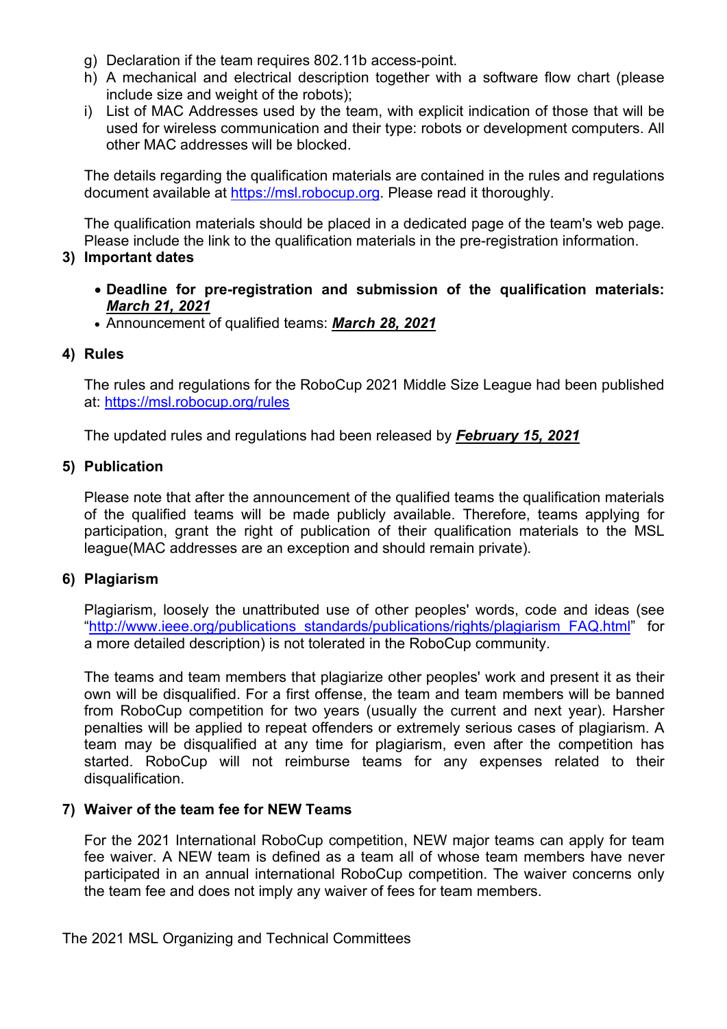g) Declaration if the team requires 802.11b access-point.
h) A mechanical and electrical description together with a software flow chart (please include size and weight of the robots);
i) List of MAC Addresses used by the team, with explicit indication of those that will be used for wireless communication and their type: robots or development computers. All other MAC addresses will be blocked.

The details regarding the qualification materials are contained in the rules and regulations document available at https://msl.robocup.org. Please read it thoroughly.

The qualification materials should be placed in a dedicated page of the team's web page. Please include the link to the qualification materials in the pre-registration information.

## 3) Important dates

- **Deadline for pre-registration and submission of the qualification materials: *March 21, 2021***
- Announcement of qualified teams: ***March 28, 2021***

## 4) Rules

The rules and regulations for the RoboCup 2021 Middle Size League had been published at: https://msl.robocup.org/rules

The updated rules and regulations had been released by ***February 15, 2021***

## 5) Publication

Please note that after the announcement of the qualified teams the qualification materials of the qualified teams will be made publicly available. Therefore, teams applying for participation, grant the right of publication of their qualification materials to the MSL league(MAC addresses are an exception and should remain private).

## 6) Plagiarism

Plagiarism, loosely the unattributed use of other peoples' words, code and ideas (see "http://www.ieee.org/publications_standards/publications/rights/plagiarism_FAQ.html" for a more detailed description) is not tolerated in the RoboCup community.

The teams and team members that plagiarize other peoples' work and present it as their own will be disqualified. For a first offense, the team and team members will be banned from RoboCup competition for two years (usually the current and next year). Harsher penalties will be applied to repeat offenders or extremely serious cases of plagiarism. A team may be disqualified at any time for plagiarism, even after the competition has started. RoboCup will not reimburse teams for any expenses related to their disqualification.

## 7) Waiver of the team fee for NEW Teams

For the 2021 International RoboCup competition, NEW major teams can apply for team fee waiver. A NEW team is defined as a team all of whose team members have never participated in an annual international RoboCup competition. The waiver concerns only the team fee and does not imply any waiver of fees for team members.

The 2021 MSL Organizing and Technical Committees